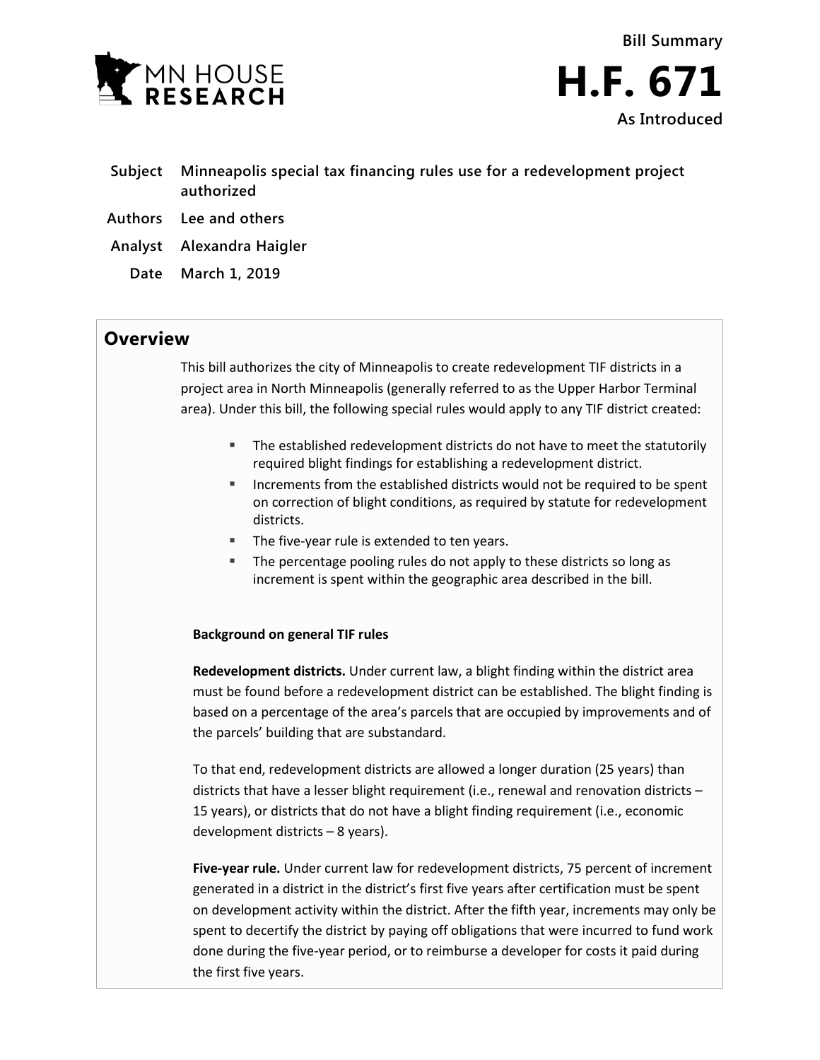MN HOUSE RESEARCH

Bill Summary

# H.F. 671

As Introduced

**Subject** Minneapolis special tax financing rules use for a redevelopment project authorized

**Authors** Lee and others

**Analyst** Alexandra Haigler

**Date** March 1, 2019

## Overview

This bill authorizes the city of Minneapolis to create redevelopment TIF districts in a project area in North Minneapolis (generally referred to as the Upper Harbor Terminal area). Under this bill, the following special rules would apply to any TIF district created:

- The established redevelopment districts do not have to meet the statutorily required blight findings for establishing a redevelopment district.
- Increments from the established districts would not be required to be spent on correction of blight conditions, as required by statute for redevelopment districts.
- The five-year rule is extended to ten years.
- The percentage pooling rules do not apply to these districts so long as increment is spent within the geographic area described in the bill.

### Background on general TIF rules

**Redevelopment districts.** Under current law, a blight finding within the district area must be found before a redevelopment district can be established. The blight finding is based on a percentage of the area's parcels that are occupied by improvements and of the parcels' building that are substandard.

To that end, redevelopment districts are allowed a longer duration (25 years) than districts that have a lesser blight requirement (i.e., renewal and renovation districts – 15 years), or districts that do not have a blight finding requirement (i.e., economic development districts – 8 years).

**Five-year rule.** Under current law for redevelopment districts, 75 percent of increment generated in a district in the district's first five years after certification must be spent on development activity within the district. After the fifth year, increments may only be spent to decertify the district by paying off obligations that were incurred to fund work done during the five-year period, or to reimburse a developer for costs it paid during the first five years.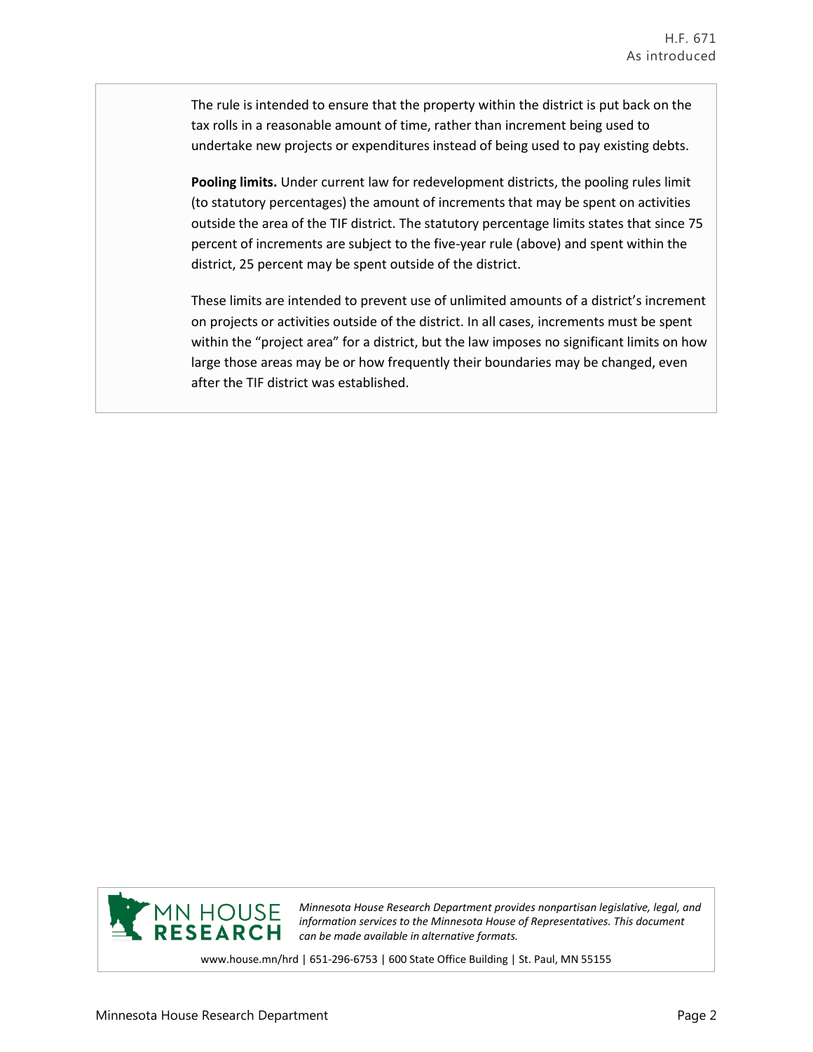The rule is intended to ensure that the property within the district is put back on the tax rolls in a reasonable amount of time, rather than increment being used to undertake new projects or expenditures instead of being used to pay existing debts.

**Pooling limits.** Under current law for redevelopment districts, the pooling rules limit (to statutory percentages) the amount of increments that may be spent on activities outside the area of the TIF district. The statutory percentage limits states that since 75 percent of increments are subject to the five-year rule (above) and spent within the district, 25 percent may be spent outside of the district.

These limits are intended to prevent use of unlimited amounts of a district's increment on projects or activities outside of the district. In all cases, increments must be spent within the "project area" for a district, but the law imposes no significant limits on how large those areas may be or how frequently their boundaries may be changed, even after the TIF district was established.

MN HOUSE RESEARCH

*Minnesota House Research Department provides nonpartisan legislative, legal, and information services to the Minnesota House of Representatives. This document can be made available in alternative formats.*

www.house.mn/hrd | 651-296-6753 | 600 State Office Building | St. Paul, MN 55155